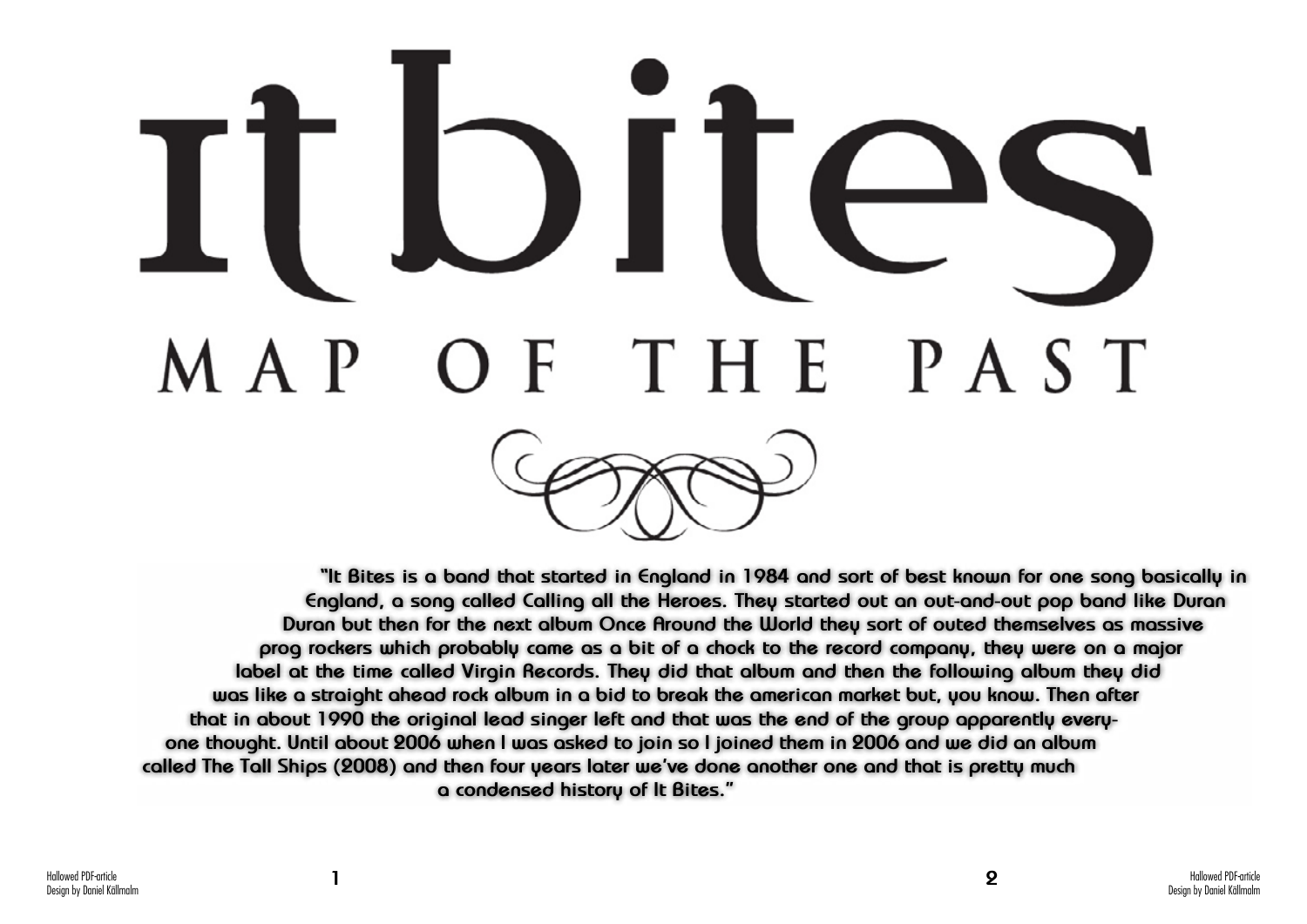# It Bites

## MAP OF THE PAST

"It Bites is a band that started in England in 1984 and sort of best known for one song basically in England, a song called Calling all the Heroes. They started out an out-and-out pop band like Duran Duran but then for the next album Once Around the World they sort of outed themselves as massive prog rockers which probably came as a bit of a chock to the record company, they were on a major label at the time called Virgin Records. They did that album and then the following album they did was like a straight ahead rock album in a bid to break the american market but, you know. Then after that in about 1990 the original lead singer left and that was the end of the group apparently everyone thought. Until about 2006 when I was asked to join so I joined them in 2006 and we did an album called The Tall Ships (2008) and then four years later we've done another one and that is pretty much a condensed history of It Bites."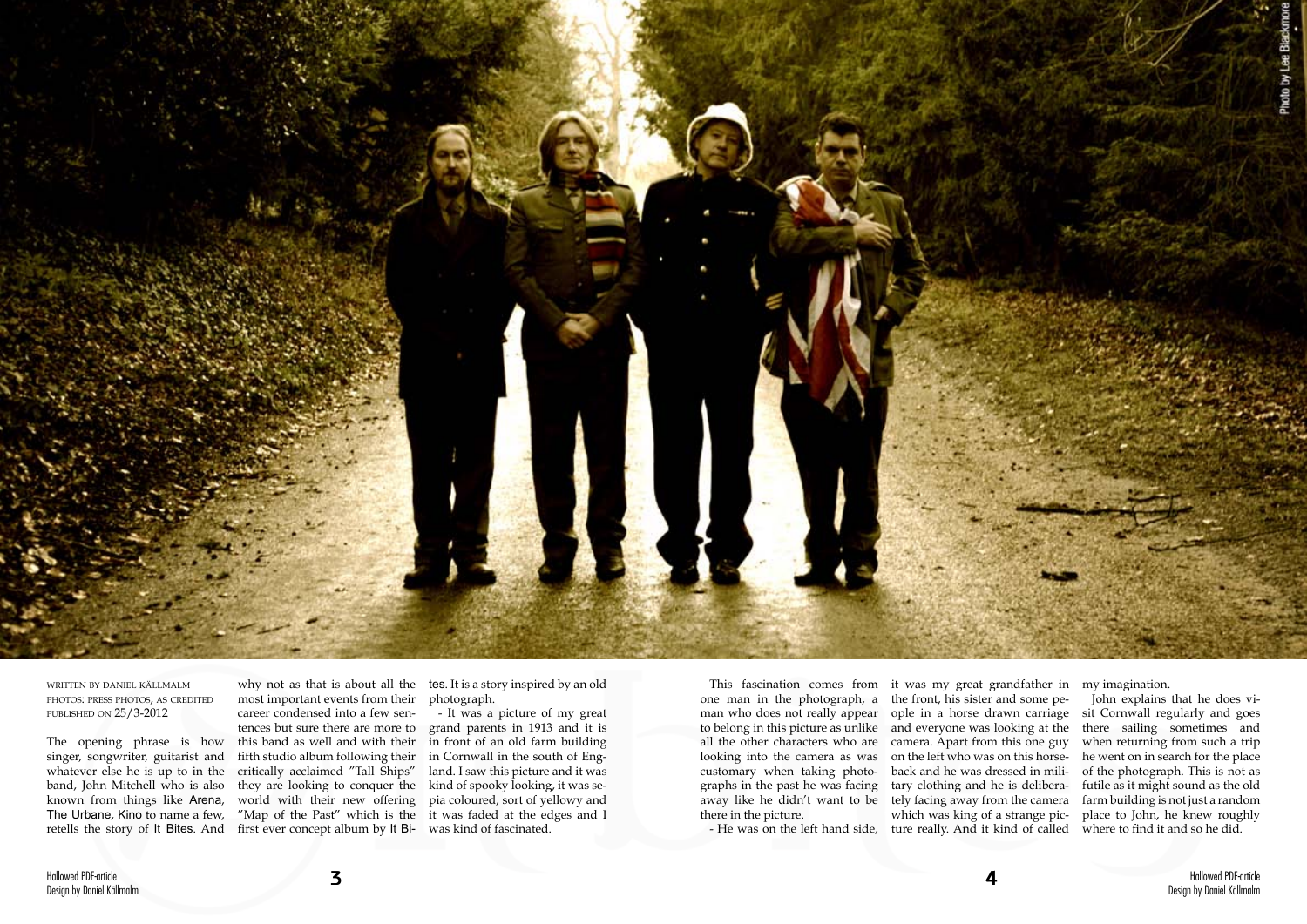WRITTEN BY DANIEL KÄLLMALM
PHOTOS: PRESS PHOTOS, AS CREDITED
PUBLISHED ON 25/3-2012

The opening phrase is how singer, songwriter, guitarist and whatever else he is up to in the band, John Mitchell who is also known from things like Arena, The Urbane, Kino to name a few, retells the story of It Bites. And why not as that is about all the most important events from their career condensed into a few sentences but sure there are more to this band as well and with their fifth studio album following their critically acclaimed "Tall Ships" they are looking to conquer the world with their new offering "Map of the Past" which is the first ever concept album by It Bites. It is a story inspired by an old photograph.

- It was a picture of my great grand parents in 1913 and it is in front of an old farm building in Cornwall in the south of England. I saw this picture and it was kind of spooky looking, it was sepia coloured, sort of yellowy and it was faded at the edges and I was kind of fascinated.

This fascination comes from one man in the photograph, a man who does not really appear to belong in this picture as unlike all the other characters who are looking into the camera as was customary when taking photographs in the past he was facing away like he didn't want to be there in the picture.

- He was on the left hand side, it was my great grandfather in the front, his sister and some people in a horse drawn carriage and everyone was looking at the camera. Apart from this one guy on the left who was on this horseback and he was dressed in military clothing and he is deliberately facing away from the camera which was king of a strange picture really. And it kind of called my imagination.

John explains that he does visit Cornwall regularly and goes there sailing sometimes and when returning from such a trip he went on in search for the place of the photograph. This is not as futile as it might sound as the old farm building is not just a random place to John, he knew roughly where to find it and so he did.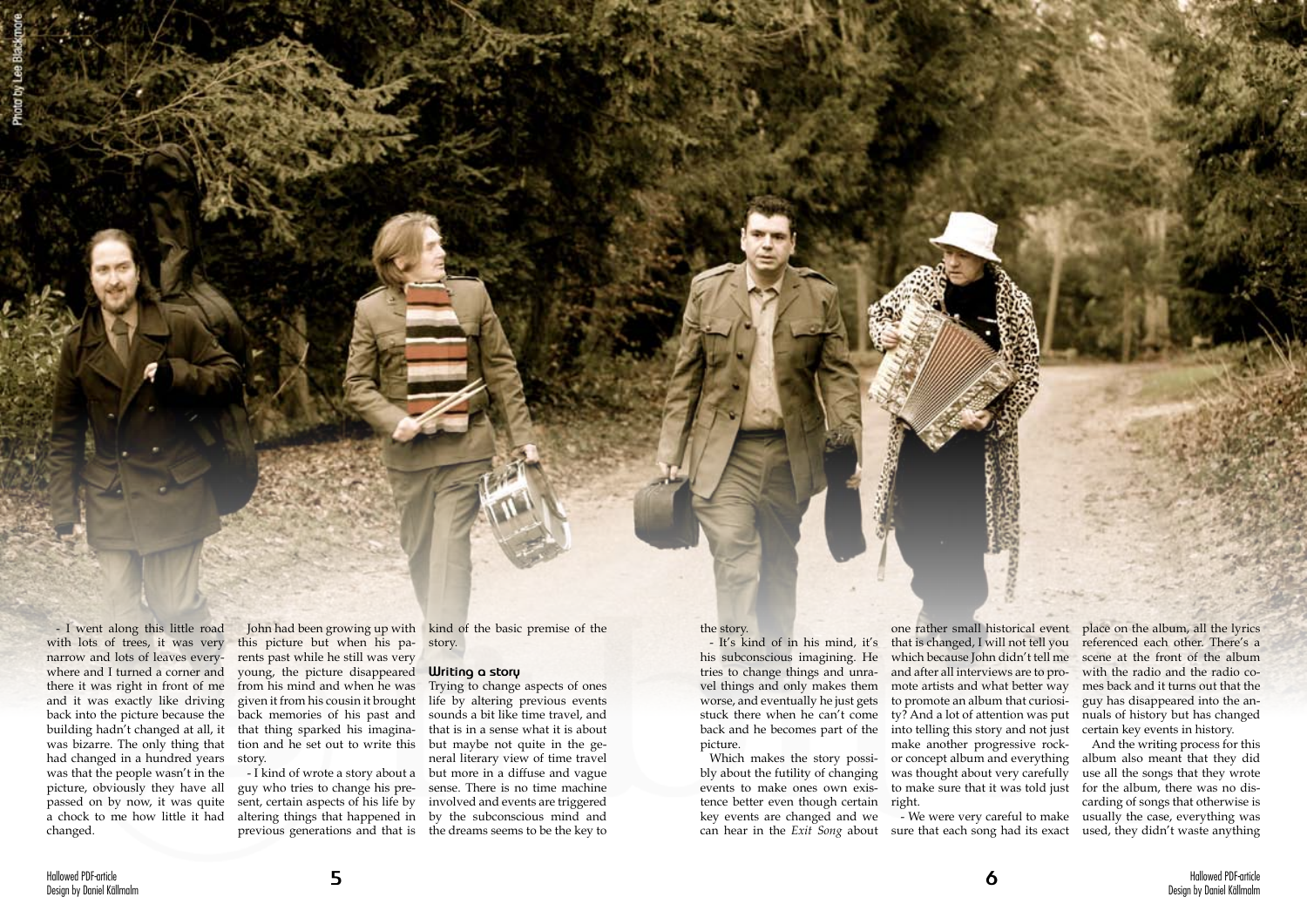- I went along this little road with lots of trees, it was very narrow and lots of leaves everywhere and I turned a corner and there it was right in front of me and it was exactly like driving back into the picture because the building hadn't changed at all, it was bizarre. The only thing that had changed in a hundred years was that the people wasn't in the picture, obviously they have all passed on by now, it was quite a chock to me how little it had changed.

John had been growing up with this picture but when his parents past while he still was very young, the picture disappeared from his mind and when he was given it from his cousin it brought back memories of his past and that thing sparked his imagination and he set out to write this story.

- I kind of wrote a story about a guy who tries to change his present, certain aspects of his life by altering things that happened in previous generations and that is kind of the basic premise of the story.

### Writing a story

Trying to change aspects of ones life by altering previous events sounds a bit like time travel, and that is in a sense what it is about but maybe not quite in the general literary view of time travel but more in a diffuse and vague sense. There is no time machine involved and events are triggered by the subconscious mind and the dreams seems to be the key to the story.

- It's kind of in his mind, it's his subconscious imagining. He tries to change things and unravel things and only makes them worse, and eventually he just gets stuck there when he can't come back and he becomes part of the picture.

Which makes the story possibly about the futility of changing events to make ones own existence better even though certain key events are changed and we can hear in the *Exit Song* about one rather small historical event that is changed, I will not tell you which because John didn't tell me and after all interviews are to promote artists and what better way to promote an album that curiosity? And a lot of attention was put into telling this story and not just make another progressive rock- or concept album and everything was thought about very carefully to make sure that it was told just right.

- We were very careful to make sure that each song had its exact place on the album, all the lyrics referenced each other. There's a scene at the front of the album with the radio and the radio comes back and it turns out that the guy has disappeared into the annuals of history but has changed certain key events in history.

And the writing process for this album also meant that they did use all the songs that they wrote for the album, there was no discarding of songs that otherwise is usually the case, everything was used, they didn't waste anything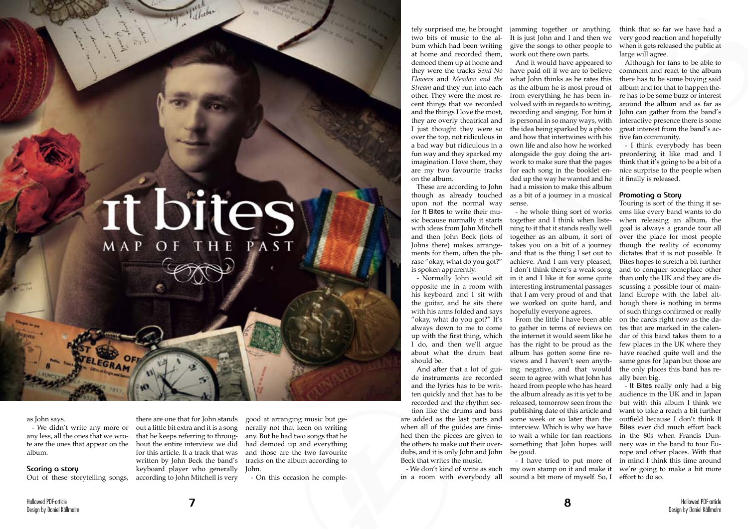as John says.

- We didn't write any more or any less, all the ones that we wrote are the ones that appear on the album.

### Scoring a story

Out of these storytelling songs, there are one that for John stands out a little bit extra and it is a song that he keeps referring to throughout the entire interview we did for this article. It a track that was written by John Beck the band's keyboard player who generally according to John Mitchell is very good at arranging music but generally not that keen on writing any. But he had two songs that he had demoed up and everything and those are the two favourite tracks on the album according to John.

- On this occasion he completely surprised me, he brought two bits of music to the album which had been writing at home and recorded them, demoed them up at home and they were the tracks *Send No Flowers* and *Meadow and the Stream* and they run into each other. They were the most recent things that we recorded and the things I love the most, they are overly theatrical and I just thought they were so over the top, not ridiculous in a bad way but ridiculous in a fun way and they sparked my imagination. I love them, they are my two favourite tracks on the album.

These are according to John though as already touched upon not the normal way for It Bites to write their music because normally it starts with ideas from John Mitchell and then John Beck (lots of Johns there) makes arrangements for them, often the phrase "okay, what do you got?" is spoken apparently.

- Normally John would sit opposite me in a room with his keyboard and I sit with the guitar, and he sits there with his arms folded and says "okay, what do you got?" It's always down to me to come up with the first thing, which I do, and then we'll argue about what the drum beat should be.

And after that a lot of guide instruments are recorded and the lyrics has to be written quickly and that has to be recorded and the rhythm section like the drums and bass are added as the last parts and when all of the guides are finished then the pieces are given to the others to make out their overdubs, and it is only John and John Beck that writes the music.

- We don't kind of write as such in a room with everybody all jamming together or anything. It is just John and I and then we give the songs to other people to work out there own parts.

And it would have appeared to have paid off if we are to believe what John thinks as he rates this as the album he is most proud of from everything he has been involved with in regards to writing, recording and singing. For him it is personal in so many ways, with the idea being sparked by a photo and how that intertwines with his own life and also how he worked alongside the guy doing the artwork to make sure that the pages for each song in the booklet ended up the way he wanted and he had a mission to make this album as a bit of a journey in a musical sense.

- he whole thing sort of works together and I think when listening to it that it stands really well together as an album, it sort of takes you on a bit of a journey and that is the thing I set out to achieve. And I am very pleased, I don't think there's a weak song in it and I like it for some quite interesting instrumental passages that I am very proud of and that we worked on quite hard, and hopefully everyone agrees.

From the little I have been able to gather in terms of reviews on the internet it would seem like he has the right to be proud as the album has gotten some fine reviews and I haven't seen anything negative, and that would seem to agree with what John has heard from people who has heard the album already as it is yet to be released, tomorrow seen from the publishing date of this article and some week or so later than the interview. Which is why we have to wait a while for fan reactions something that John hopes will be good.

- I have tried to put more of my own stamp on it and make it sound a bit more of myself. So, I think that so far we have had a very good reaction and hopefully when it gets released the public at large will agree.

Although for fans to be able to comment and react to the album there has to be some buying said album and for that to happen there has to be some buzz or interest around the album and as far as John can gather from the band's interactive presence there is some great interest from the band's active fan community.

- I think everybody has been preordering it like mad and I think that it's going to be a bit of a nice surprise to the people when it finally is released.

### Promoting a Story

Touring is sort of the thing it seems like every band wants to do when releasing an album, the goal is always a grande tour all over the place for most people though the reality of economy dictates that it is not possible. It Bites hopes to stretch a bit further and to conquer someplace other than only the UK and they are discussing a possible tour of mainland Europe with the label although there is nothing in terms of such things confirmed or really on the cards right now as the dates that are marked in the calendar of this band takes them to a few places in the UK where they have reached quite well and the same goes for Japan but those are the only places this band has really been big.

- It Bites really only had a big audience in the UK and in Japan but with this album I think we want to take a reach a bit further outfield because I don't think It Bites ever did much effort back in the 80s when Francis Dunnery was in the band to tour Europe and other places. With that in mind I think this time around we're going to make a bit more effort to do so.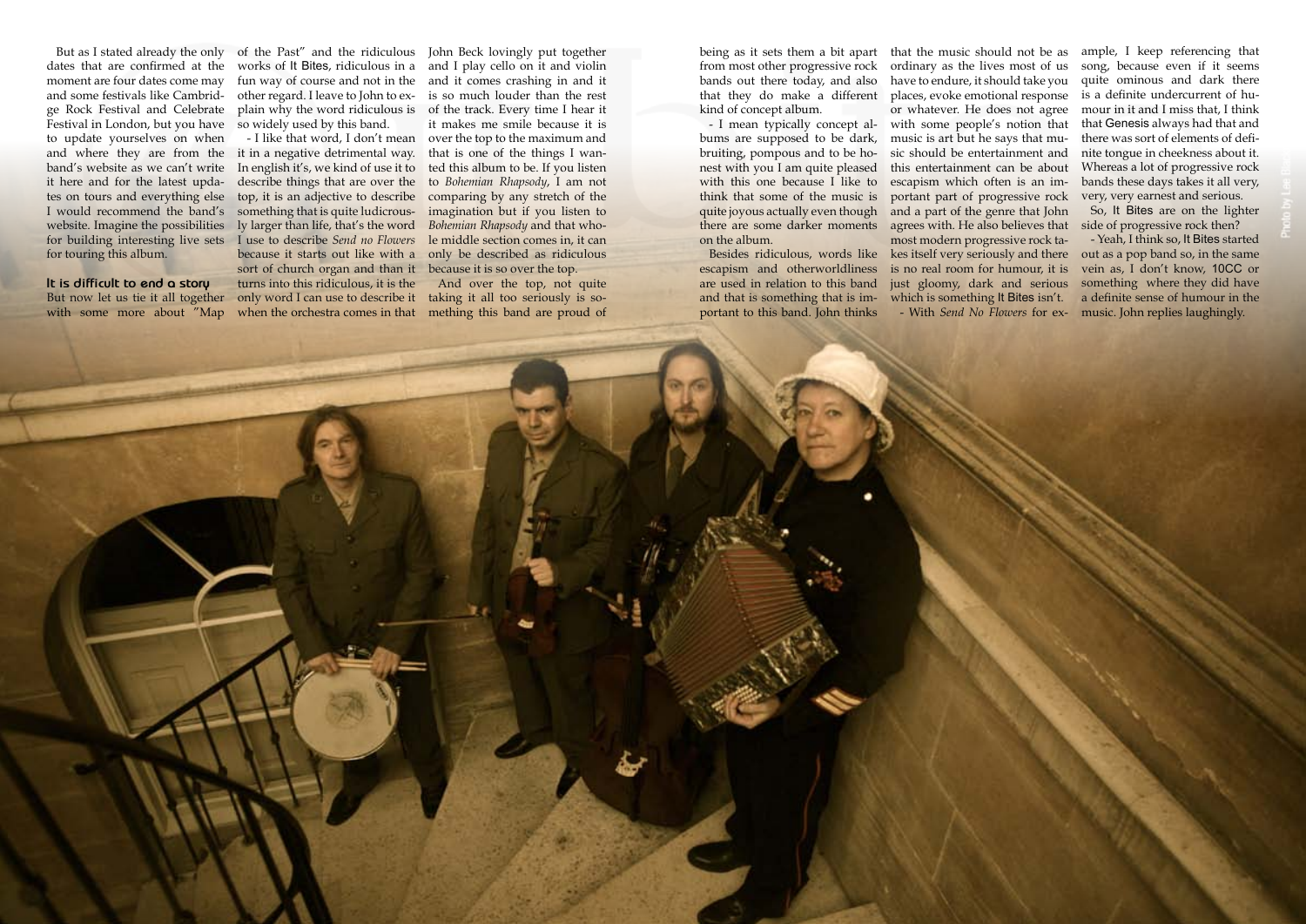But as I stated already the only dates that are confirmed at the moment are four dates come may and some festivals like Cambridge Rock Festival and Celebrate Festival in London, but you have to update yourselves on when and where they are from the band's website as we can't write it here and for the latest updates on tours and everything else I would recommend the band's website. Imagine the possibilities for building interesting live sets for touring this album.

**It is difficult to end a story**

But now let us tie it all together with some more about "Map of the Past" and the ridiculous works of It Bites, ridiculous in a fun way of course and not in the other regard. I leave to John to explain why the word ridiculous is so widely used by this band.

- I like that word, I don't mean it in a negative detrimental way. In english it's, we kind of use it to describe things that are over the top, it is an adjective to describe something that is quite ludicrously larger than life, that's the word I use to describe *Send no Flowers* because it starts out like with a sort of church organ and than it turns into this ridiculous, it is the only word I can use to describe it when the orchestra comes in that John Beck lovingly put together and I play cello on it and violin and it comes crashing in and it is so much louder than the rest of the track. Every time I hear it it makes me smile because it is over the top to the maximum and that is one of the things I wanted this album to be. If you listen to *Bohemian Rhapsody*, I am not comparing by any stretch of the imagination but if you listen to *Bohemian Rhapsody* and that whole middle section comes in, it can only be described as ridiculous because it is so over the top.

And over the top, not quite taking it all too seriously is something this band are proud of being as it sets them a bit apart from most other progressive rock bands out there today, and also that they do make a different kind of concept album.

- I mean typically concept albums are supposed to be dark, bruiting, pompous and to be honest with you I am quite pleased with this one because I like to think that some of the music is quite joyous actually even though there are some darker moments on the album.

Besides ridiculous, words like escapism and otherworldliness are used in relation to this band and that is something that is important to this band. John thinks that the music should not be as ordinary as the lives most of us have to endure, it should take you places, evoke emotional response or whatever. He does not agree with some people's notion that music is art but he says that music should be entertainment and this entertainment can be about escapism which often is an important part of progressive rock and a part of the genre that John agrees with. He also believes that most modern progressive rock takes itself very seriously and there is no real room for humour, it is just gloomy, dark and serious which is something It Bites isn't.

- With *Send No Flowers* for example, I keep referencing that song, because even if it seems quite ominous and dark there is a definite undercurrent of humour in it and I miss that, I think that Genesis always had that and there was sort of elements of definite tongue in cheekness about it. Whereas a lot of progressive rock bands these days takes it all very, very, very earnest and serious.

So, It Bites are on the lighter side of progressive rock then?

- Yeah, I think so, It Bites started out as a pop band so, in the same vein as, I don't know, 10CC or something where they did have a definite sense of humour in the music. John replies laughingly.

Photo by Lee Bla...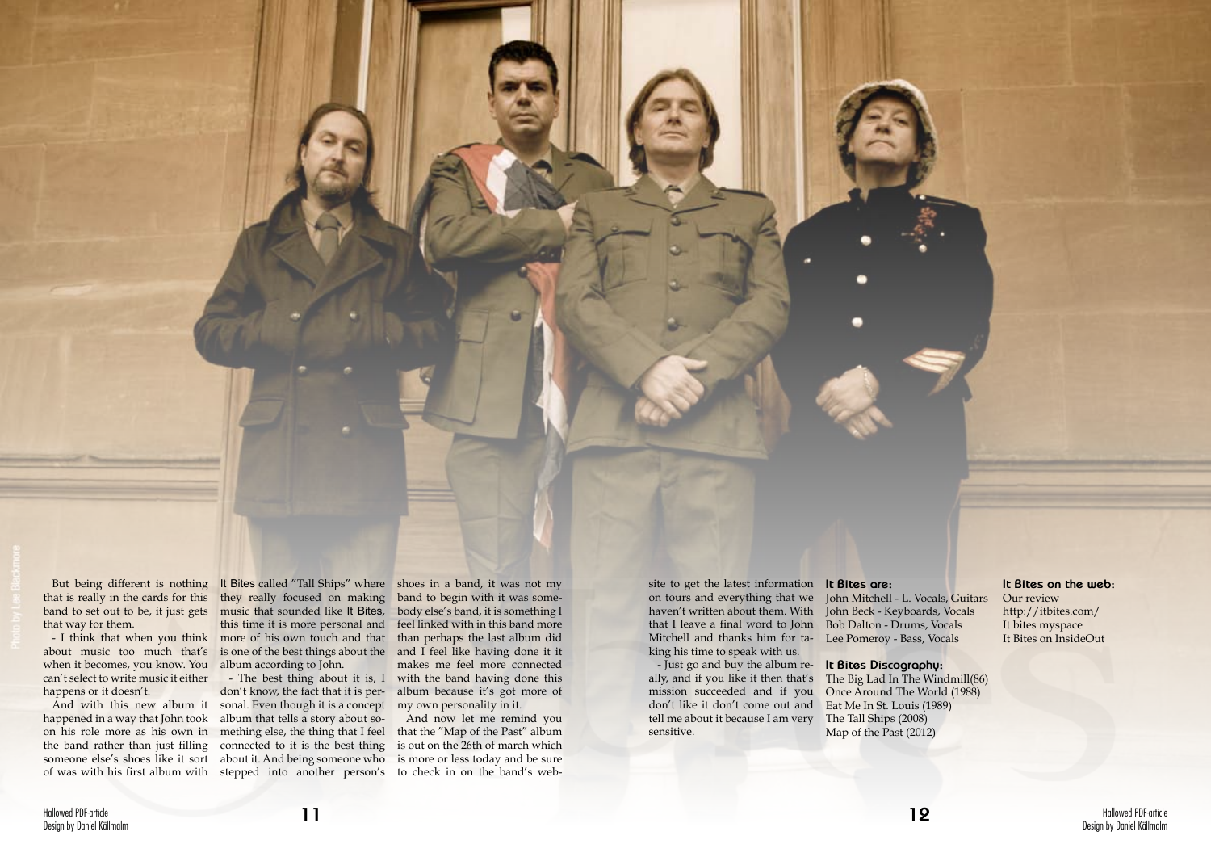But being different is nothing that is really in the cards for this band to set out to be, it just gets that way for them.

- I think that when you think about music too much that's when it becomes, you know. You can't select to write music it either happens or it doesn't.

And with this new album it happened in a way that John took on his role more as his own in the band rather than just filling someone else's shoes like it sort of was with his first album with It Bites called "Tall Ships" where they really focused on making music that sounded like It Bites, this time it is more personal and more of his own touch and that is one of the best things about the album according to John.

- The best thing about it is, I don't know, the fact that it is personal. Even though it is a concept album that tells a story about something else, the thing that I feel connected to it is the best thing about it. And being someone who stepped into another person's shoes in a band, it was not my band to begin with it was somebody else's band, it is something I feel linked with in this band more than perhaps the last album did and I feel like having done it it makes me feel more connected with the band having done this album because it's got more of my own personality in it.

And now let me remind you that the "Map of the Past" album is out on the 26th of march which is more or less today and be sure to check in on the band's website to get the latest information on tours and everything that we haven't written about them. With that I leave a final word to John Mitchell and thanks him for taking his time to speak with us.

- Just go and buy the album really, and if you like it then that's mission succeeded and if you don't like it don't come out and tell me about it because I am very sensitive.

### It Bites are:

John Mitchell - L. Vocals, Guitars
John Beck - Keyboards, Vocals
Bob Dalton - Drums, Vocals
Lee Pomeroy - Bass, Vocals

### It Bites Discography:

The Big Lad In The Windmill(86)
Once Around The World (1988)
Eat Me In St. Louis (1989)
The Tall Ships (2008)
Map of the Past (2012)

### It Bites on the web:

Our review
http://itbites.com/
It bites myspace
It Bites on InsideOut

Photo by Lee Blackmore